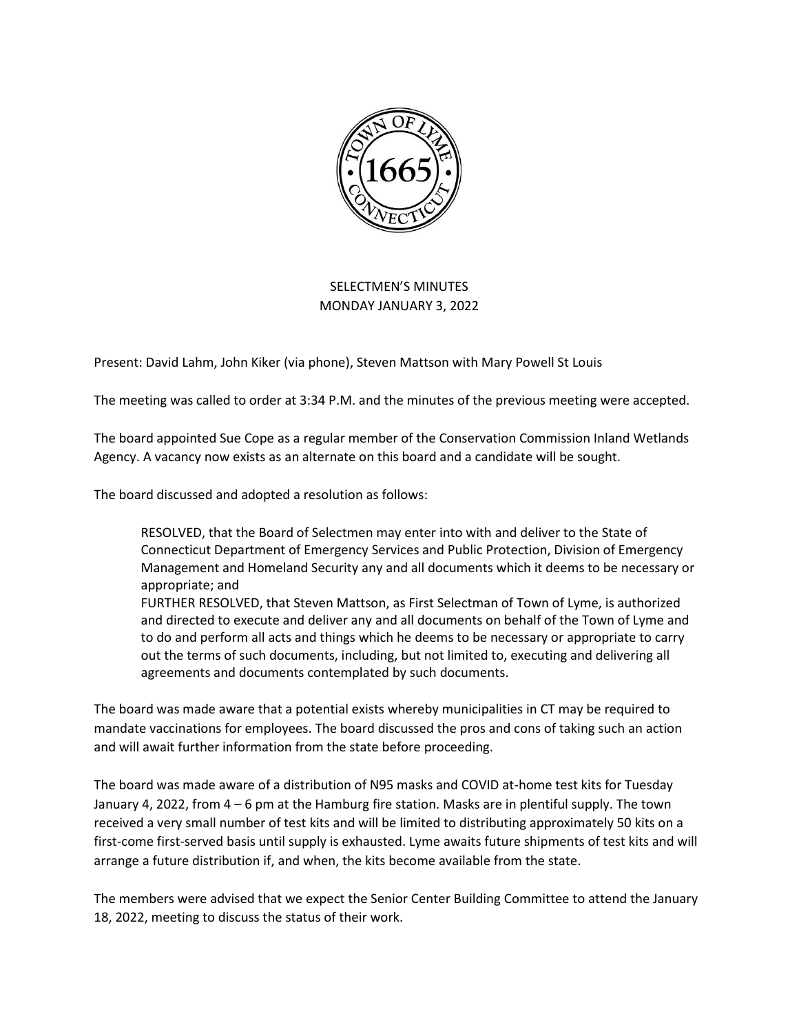# SELECTMEN'S MINUTES
## MONDAY JANUARY 3, 2022

Present: David Lahm, John Kiker (via phone), Steven Mattson with Mary Powell St Louis

The meeting was called to order at 3:34 P.M. and the minutes of the previous meeting were accepted.

The board appointed Sue Cope as a regular member of the Conservation Commission Inland Wetlands Agency. A vacancy now exists as an alternate on this board and a candidate will be sought.

The board discussed and adopted a resolution as follows:

> RESOLVED, that the Board of Selectmen may enter into with and deliver to the State of Connecticut Department of Emergency Services and Public Protection, Division of Emergency Management and Homeland Security any and all documents which it deems to be necessary or appropriate; and
> FURTHER RESOLVED, that Steven Mattson, as First Selectman of Town of Lyme, is authorized and directed to execute and deliver any and all documents on behalf of the Town of Lyme and to do and perform all acts and things which he deems to be necessary or appropriate to carry out the terms of such documents, including, but not limited to, executing and delivering all agreements and documents contemplated by such documents.

The board was made aware that a potential exists whereby municipalities in CT may be required to mandate vaccinations for employees. The board discussed the pros and cons of taking such an action and will await further information from the state before proceeding.

The board was made aware of a distribution of N95 masks and COVID at-home test kits for Tuesday January 4, 2022, from 4 – 6 pm at the Hamburg fire station. Masks are in plentiful supply. The town received a very small number of test kits and will be limited to distributing approximately 50 kits on a first-come first-served basis until supply is exhausted. Lyme awaits future shipments of test kits and will arrange a future distribution if, and when, the kits become available from the state.

The members were advised that we expect the Senior Center Building Committee to attend the January 18, 2022, meeting to discuss the status of their work.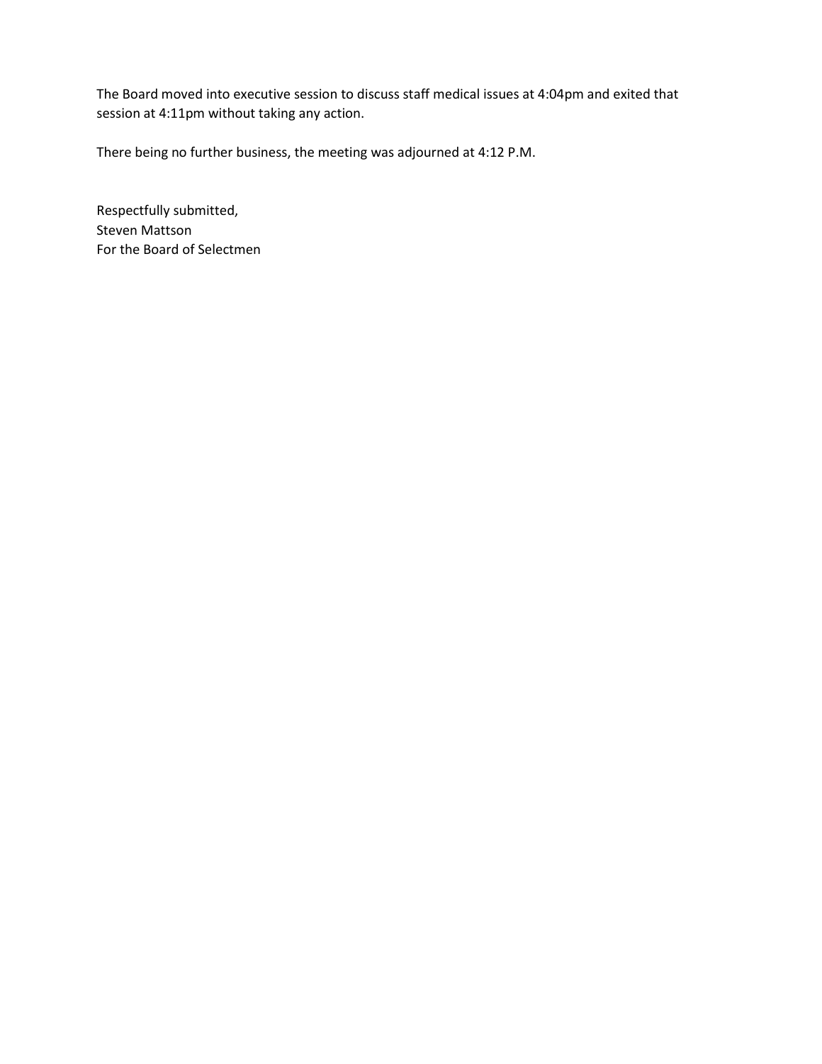The Board moved into executive session to discuss staff medical issues at 4:04pm and exited that session at 4:11pm without taking any action.

There being no further business, the meeting was adjourned at 4:12 P.M.

Respectfully submitted,
Steven Mattson
For the Board of Selectmen